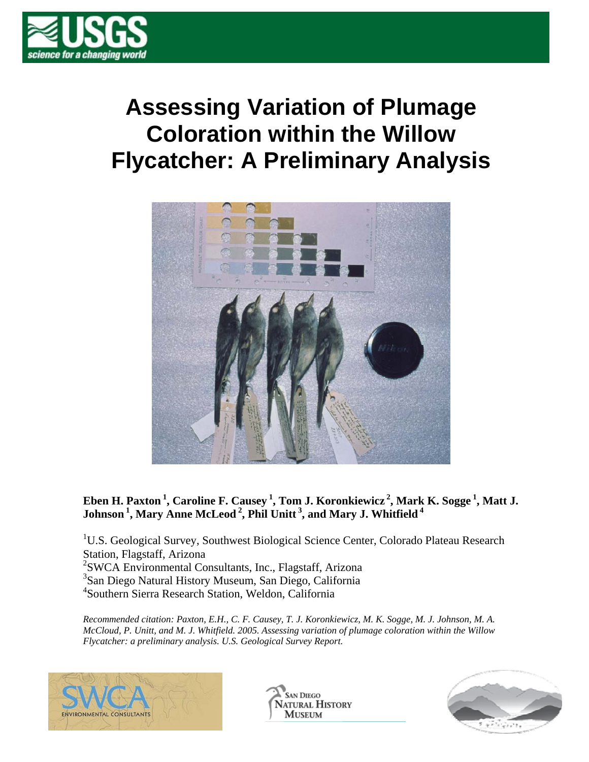# Assessing Variation of Plumage Coloration within the Willow Flycatcher: A Preliminary Analysis

**Eben H. Paxton [1], Caroline F. Causey [1], Tom J. Koronkiewicz [2], Mark K. Sogge [1], Matt J. Johnson [1], Mary Anne McLeod [2], Phil Unitt [3], and Mary J. Whitfield [4]**

[1]U.S. Geological Survey, Southwest Biological Science Center, Colorado Plateau Research Station, Flagstaff, Arizona
[2]SWCA Environmental Consultants, Inc., Flagstaff, Arizona
[3]San Diego Natural History Museum, San Diego, California
[4]Southern Sierra Research Station, Weldon, California

*Recommended citation: Paxton, E.H., C. F. Causey, T. J. Koronkiewicz, M. K. Sogge, M. J. Johnson, M. A. McCloud, P. Unitt, and M. J. Whitfield. 2005. Assessing variation of plumage coloration within the Willow Flycatcher: a preliminary analysis. U.S. Geological Survey Report.*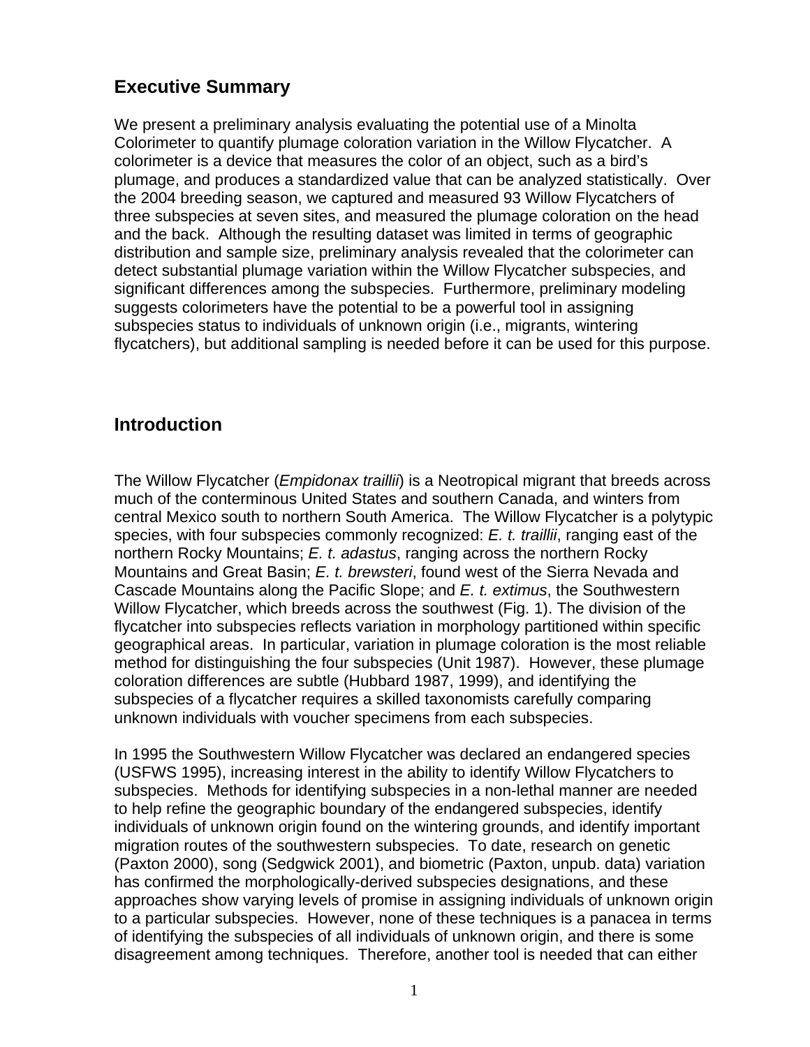## Executive Summary

We present a preliminary analysis evaluating the potential use of a Minolta Colorimeter to quantify plumage coloration variation in the Willow Flycatcher. A colorimeter is a device that measures the color of an object, such as a bird's plumage, and produces a standardized value that can be analyzed statistically. Over the 2004 breeding season, we captured and measured 93 Willow Flycatchers of three subspecies at seven sites, and measured the plumage coloration on the head and the back. Although the resulting dataset was limited in terms of geographic distribution and sample size, preliminary analysis revealed that the colorimeter can detect substantial plumage variation within the Willow Flycatcher subspecies, and significant differences among the subspecies. Furthermore, preliminary modeling suggests colorimeters have the potential to be a powerful tool in assigning subspecies status to individuals of unknown origin (i.e., migrants, wintering flycatchers), but additional sampling is needed before it can be used for this purpose.

## Introduction

The Willow Flycatcher (*Empidonax traillii*) is a Neotropical migrant that breeds across much of the conterminous United States and southern Canada, and winters from central Mexico south to northern South America. The Willow Flycatcher is a polytypic species, with four subspecies commonly recognized: *E. t. traillii*, ranging east of the northern Rocky Mountains; *E. t. adastus*, ranging across the northern Rocky Mountains and Great Basin; *E. t. brewsteri*, found west of the Sierra Nevada and Cascade Mountains along the Pacific Slope; and *E. t. extimus*, the Southwestern Willow Flycatcher, which breeds across the southwest (Fig. 1). The division of the flycatcher into subspecies reflects variation in morphology partitioned within specific geographical areas. In particular, variation in plumage coloration is the most reliable method for distinguishing the four subspecies (Unit 1987). However, these plumage coloration differences are subtle (Hubbard 1987, 1999), and identifying the subspecies of a flycatcher requires a skilled taxonomists carefully comparing unknown individuals with voucher specimens from each subspecies.

In 1995 the Southwestern Willow Flycatcher was declared an endangered species (USFWS 1995), increasing interest in the ability to identify Willow Flycatchers to subspecies. Methods for identifying subspecies in a non-lethal manner are needed to help refine the geographic boundary of the endangered subspecies, identify individuals of unknown origin found on the wintering grounds, and identify important migration routes of the southwestern subspecies. To date, research on genetic (Paxton 2000), song (Sedgwick 2001), and biometric (Paxton, unpub. data) variation has confirmed the morphologically-derived subspecies designations, and these approaches show varying levels of promise in assigning individuals of unknown origin to a particular subspecies. However, none of these techniques is a panacea in terms of identifying the subspecies of all individuals of unknown origin, and there is some disagreement among techniques. Therefore, another tool is needed that can either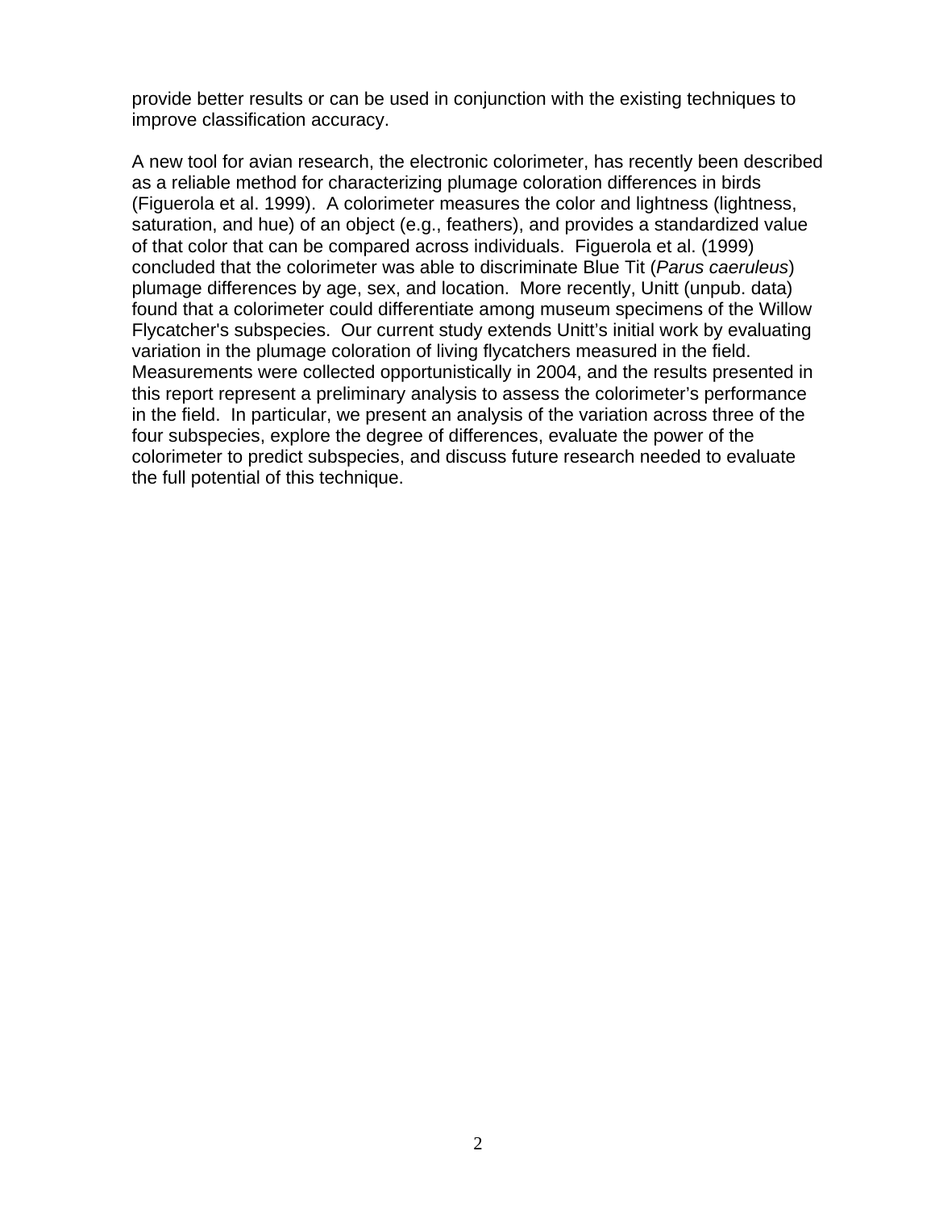provide better results or can be used in conjunction with the existing techniques to improve classification accuracy.

A new tool for avian research, the electronic colorimeter, has recently been described as a reliable method for characterizing plumage coloration differences in birds (Figuerola et al. 1999). A colorimeter measures the color and lightness (lightness, saturation, and hue) of an object (e.g., feathers), and provides a standardized value of that color that can be compared across individuals. Figuerola et al. (1999) concluded that the colorimeter was able to discriminate Blue Tit (*Parus caeruleus*) plumage differences by age, sex, and location. More recently, Unitt (unpub. data) found that a colorimeter could differentiate among museum specimens of the Willow Flycatcher's subspecies. Our current study extends Unitt's initial work by evaluating variation in the plumage coloration of living flycatchers measured in the field. Measurements were collected opportunistically in 2004, and the results presented in this report represent a preliminary analysis to assess the colorimeter's performance in the field. In particular, we present an analysis of the variation across three of the four subspecies, explore the degree of differences, evaluate the power of the colorimeter to predict subspecies, and discuss future research needed to evaluate the full potential of this technique.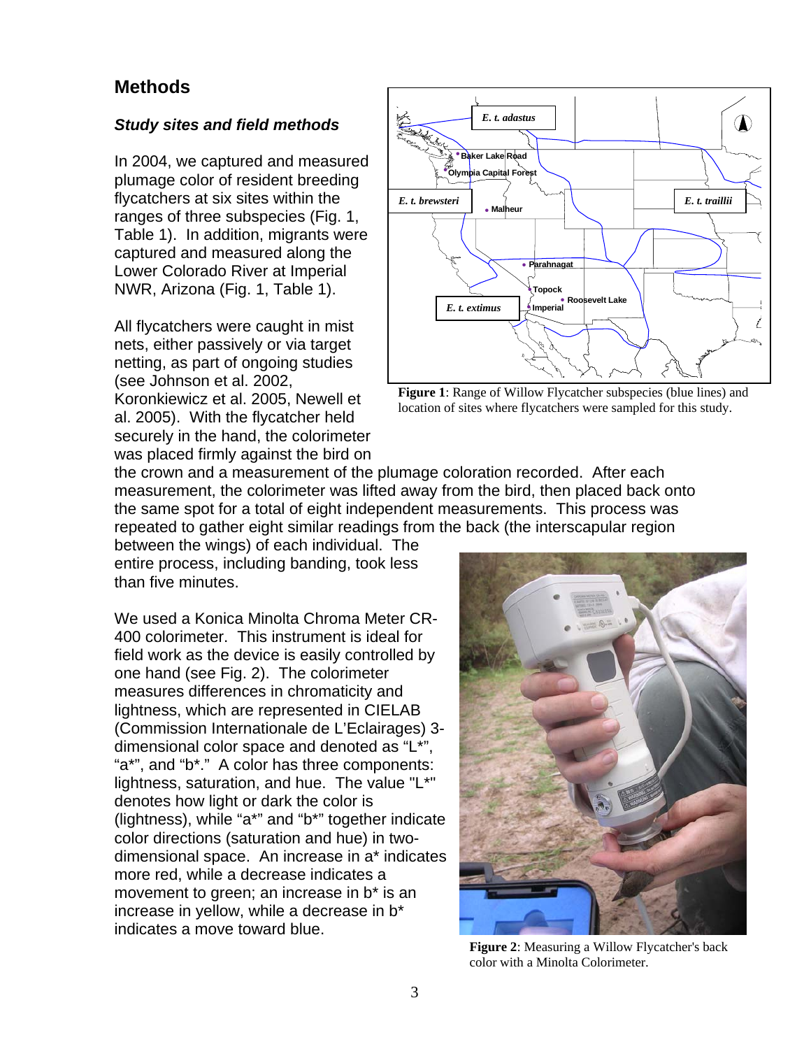## Methods

### *Study sites and field methods*

In 2004, we captured and measured plumage color of resident breeding flycatchers at six sites within the ranges of three subspecies (Fig. 1, Table 1). In addition, migrants were captured and measured along the Lower Colorado River at Imperial NWR, Arizona (Fig. 1, Table 1).

All flycatchers were caught in mist nets, either passively or via target netting, as part of ongoing studies (see Johnson et al. 2002, Koronkiewicz et al. 2005, Newell et al. 2005). With the flycatcher held securely in the hand, the colorimeter was placed firmly against the bird on the crown and a measurement of the plumage coloration recorded. After each measurement, the colorimeter was lifted away from the bird, then placed back onto the same spot for a total of eight independent measurements. This process was repeated to gather eight similar readings from the back (the interscapular region between the wings) of each individual. The entire process, including banding, took less than five minutes.

**Figure 1**: Range of Willow Flycatcher subspecies (blue lines) and location of sites where flycatchers were sampled for this study.

We used a Konica Minolta Chroma Meter CR-400 colorimeter. This instrument is ideal for field work as the device is easily controlled by one hand (see Fig. 2). The colorimeter measures differences in chromaticity and lightness, which are represented in CIELAB (Commission Internationale de L'Eclairages) 3-dimensional color space and denoted as "L*", "a*", and "b*." A color has three components: lightness, saturation, and hue. The value "L*" denotes how light or dark the color is (lightness), while "a*" and "b*" together indicate color directions (saturation and hue) in two-dimensional space. An increase in a* indicates more red, while a decrease indicates a movement to green; an increase in b* is an increase in yellow, while a decrease in b* indicates a move toward blue.

**Figure 2**: Measuring a Willow Flycatcher's back color with a Minolta Colorimeter.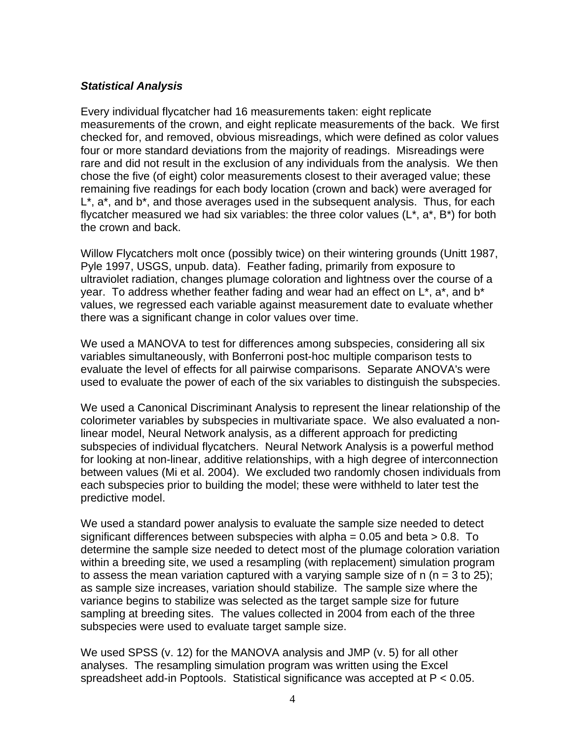### ***Statistical Analysis***

Every individual flycatcher had 16 measurements taken: eight replicate measurements of the crown, and eight replicate measurements of the back. We first checked for, and removed, obvious misreadings, which were defined as color values four or more standard deviations from the majority of readings. Misreadings were rare and did not result in the exclusion of any individuals from the analysis. We then chose the five (of eight) color measurements closest to their averaged value; these remaining five readings for each body location (crown and back) were averaged for L*, a*, and b*, and those averages used in the subsequent analysis. Thus, for each flycatcher measured we had six variables: the three color values (L*, a*, B*) for both the crown and back.

Willow Flycatchers molt once (possibly twice) on their wintering grounds (Unitt 1987, Pyle 1997, USGS, unpub. data). Feather fading, primarily from exposure to ultraviolet radiation, changes plumage coloration and lightness over the course of a year. To address whether feather fading and wear had an effect on L*, a*, and b* values, we regressed each variable against measurement date to evaluate whether there was a significant change in color values over time.

We used a MANOVA to test for differences among subspecies, considering all six variables simultaneously, with Bonferroni post-hoc multiple comparison tests to evaluate the level of effects for all pairwise comparisons. Separate ANOVA's were used to evaluate the power of each of the six variables to distinguish the subspecies.

We used a Canonical Discriminant Analysis to represent the linear relationship of the colorimeter variables by subspecies in multivariate space. We also evaluated a non-linear model, Neural Network analysis, as a different approach for predicting subspecies of individual flycatchers. Neural Network Analysis is a powerful method for looking at non-linear, additive relationships, with a high degree of interconnection between values (Mi et al. 2004). We excluded two randomly chosen individuals from each subspecies prior to building the model; these were withheld to later test the predictive model.

We used a standard power analysis to evaluate the sample size needed to detect significant differences between subspecies with alpha = 0.05 and beta > 0.8. To determine the sample size needed to detect most of the plumage coloration variation within a breeding site, we used a resampling (with replacement) simulation program to assess the mean variation captured with a varying sample size of n (n = 3 to 25); as sample size increases, variation should stabilize. The sample size where the variance begins to stabilize was selected as the target sample size for future sampling at breeding sites. The values collected in 2004 from each of the three subspecies were used to evaluate target sample size.

We used SPSS (v. 12) for the MANOVA analysis and JMP (v. 5) for all other analyses. The resampling simulation program was written using the Excel spreadsheet add-in Poptools. Statistical significance was accepted at $P < 0.05$.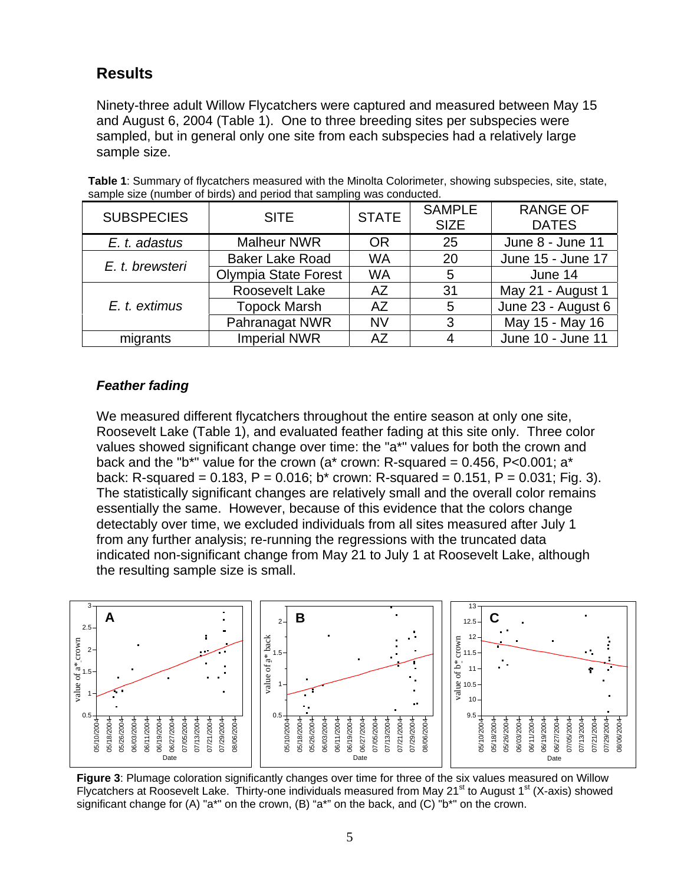## Results

Ninety-three adult Willow Flycatchers were captured and measured between May 15 and August 6, 2004 (Table 1). One to three breeding sites per subspecies were sampled, but in general only one site from each subspecies had a relatively large sample size.

**Table 1**: Summary of flycatchers measured with the Minolta Colorimeter, showing subspecies, site, state, sample size (number of birds) and period that sampling was conducted.

| SUBSPECIES | SITE | STATE | SAMPLE SIZE | RANGE OF DATES |
|---|---|---|---|---|
| *E. t. adastus* | Malheur NWR | OR | 25 | June 8 - June 11 |
| *E. t. brewsteri* | Baker Lake Road | WA | 20 | June 15 - June 17 |
| | Olympia State Forest | WA | 5 | June 14 |
| *E. t. extimus* | Roosevelt Lake | AZ | 31 | May 21 - August 1 |
| | Topock Marsh | AZ | 5 | June 23 - August 6 |
| | Pahranagat NWR | NV | 3 | May 15 - May 16 |
| migrants | Imperial NWR | AZ | 4 | June 10 - June 11 |

### *Feather fading*

We measured different flycatchers throughout the entire season at only one site, Roosevelt Lake (Table 1), and evaluated feather fading at this site only. Three color values showed significant change over time: the "a*" values for both the crown and back and the "b*" value for the crown (a* crown: R-squared = 0.456, P<0.001; a* back: R-squared = 0.183, P = 0.016; b* crown: R-squared = 0.151, P = 0.031; Fig. 3). The statistically significant changes are relatively small and the overall color remains essentially the same. However, because of this evidence that the colors change detectably over time, we excluded individuals from all sites measured after July 1 from any further analysis; re-running the regressions with the truncated data indicated non-significant change from May 21 to July 1 at Roosevelt Lake, although the resulting sample size is small.

**Figure 3**: Plumage coloration significantly changes over time for three of the six values measured on Willow Flycatchers at Roosevelt Lake. Thirty-one individuals measured from May 21[st] to August 1[st] (X-axis) showed significant change for (A) "a*" on the crown, (B) "a*" on the back, and (C) "b*" on the crown.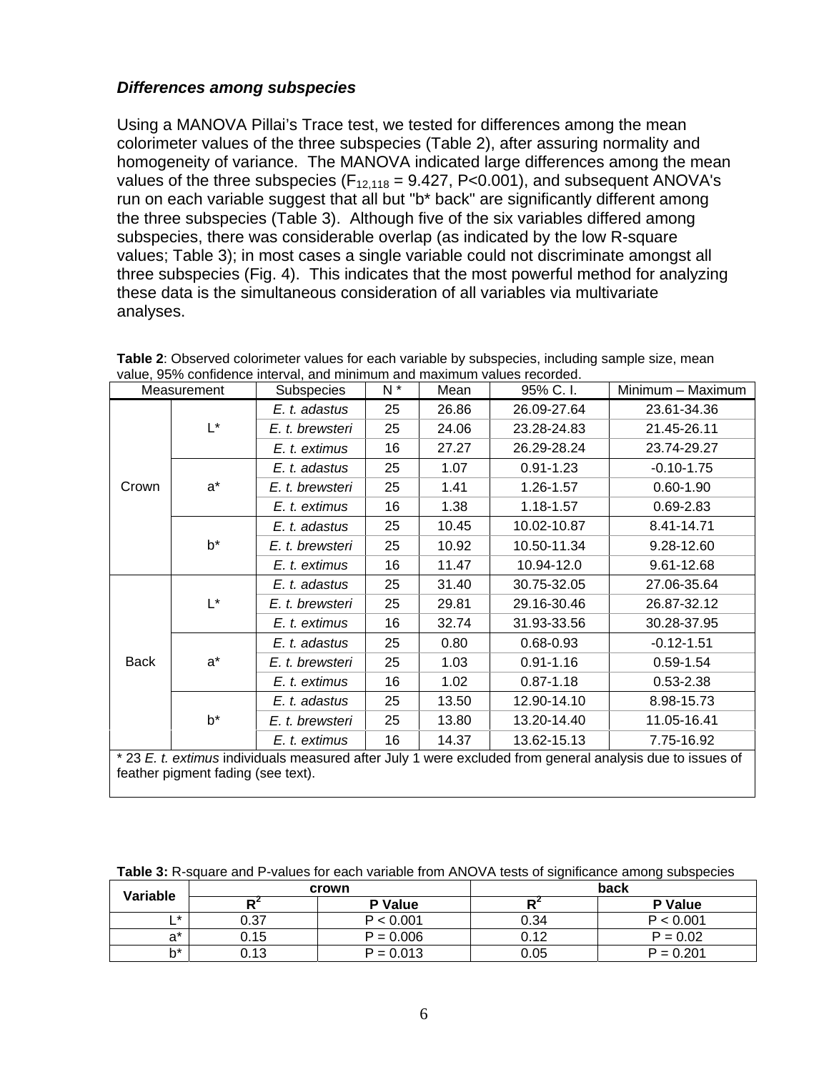### *Differences among subspecies*

Using a MANOVA Pillai's Trace test, we tested for differences among the mean colorimeter values of the three subspecies (Table 2), after assuring normality and homogeneity of variance. The MANOVA indicated large differences among the mean values of the three subspecies ($F_{12,118} = 9.427$, $P<0.001$), and subsequent ANOVA's run on each variable suggest that all but "b* back" are significantly different among the three subspecies (Table 3). Although five of the six variables differed among subspecies, there was considerable overlap (as indicated by the low R-square values; Table 3); in most cases a single variable could not discriminate amongst all three subspecies (Fig. 4). This indicates that the most powerful method for analyzing these data is the simultaneous consideration of all variables via multivariate analyses.

**Table 2**: Observed colorimeter values for each variable by subspecies, including sample size, mean value, 95% confidence interval, and minimum and maximum values recorded.

| Measurement | | Subspecies | N * | Mean | 95% C. I. | Minimum – Maximum |
|---|---|---|---|---|---|---|
| Crown | L* | *E. t. adastus* | 25 | 26.86 | 26.09-27.64 | 23.61-34.36 |
| | | *E. t. brewsteri* | 25 | 24.06 | 23.28-24.83 | 21.45-26.11 |
| | | *E. t. extimus* | 16 | 27.27 | 26.29-28.24 | 23.74-29.27 |
| | a* | *E. t. adastus* | 25 | 1.07 | 0.91-1.23 | -0.10-1.75 |
| | | *E. t. brewsteri* | 25 | 1.41 | 1.26-1.57 | 0.60-1.90 |
| | | *E. t. extimus* | 16 | 1.38 | 1.18-1.57 | 0.69-2.83 |
| | b* | *E. t. adastus* | 25 | 10.45 | 10.02-10.87 | 8.41-14.71 |
| | | *E. t. brewsteri* | 25 | 10.92 | 10.50-11.34 | 9.28-12.60 |
| | | *E. t. extimus* | 16 | 11.47 | 10.94-12.0 | 9.61-12.68 |
| Back | L* | *E. t. adastus* | 25 | 31.40 | 30.75-32.05 | 27.06-35.64 |
| | | *E. t. brewsteri* | 25 | 29.81 | 29.16-30.46 | 26.87-32.12 |
| | | *E. t. extimus* | 16 | 32.74 | 31.93-33.56 | 30.28-37.95 |
| | a* | *E. t. adastus* | 25 | 0.80 | 0.68-0.93 | -0.12-1.51 |
| | | *E. t. brewsteri* | 25 | 1.03 | 0.91-1.16 | 0.59-1.54 |
| | | *E. t. extimus* | 16 | 1.02 | 0.87-1.18 | 0.53-2.38 |
| | b* | *E. t. adastus* | 25 | 13.50 | 12.90-14.10 | 8.98-15.73 |
| | | *E. t. brewsteri* | 25 | 13.80 | 13.20-14.40 | 11.05-16.41 |
| | | *E. t. extimus* | 16 | 14.37 | 13.62-15.13 | 7.75-16.92 |

\* 23 *E. t. extimus* individuals measured after July 1 were excluded from general analysis due to issues of feather pigment fading (see text).

**Table 3:** R-square and P-values for each variable from ANOVA tests of significance among subspecies

| Variable | crown | | back | |
|---|---|---|---|---|
| | $R^2$ | P Value | $R^2$ | P Value |
| L* | 0.37 | $P < 0.001$ | 0.34 | $P < 0.001$ |
| a* | 0.15 | $P = 0.006$ | 0.12 | $P = 0.02$ |
| b* | 0.13 | $P = 0.013$ | 0.05 | $P = 0.201$ |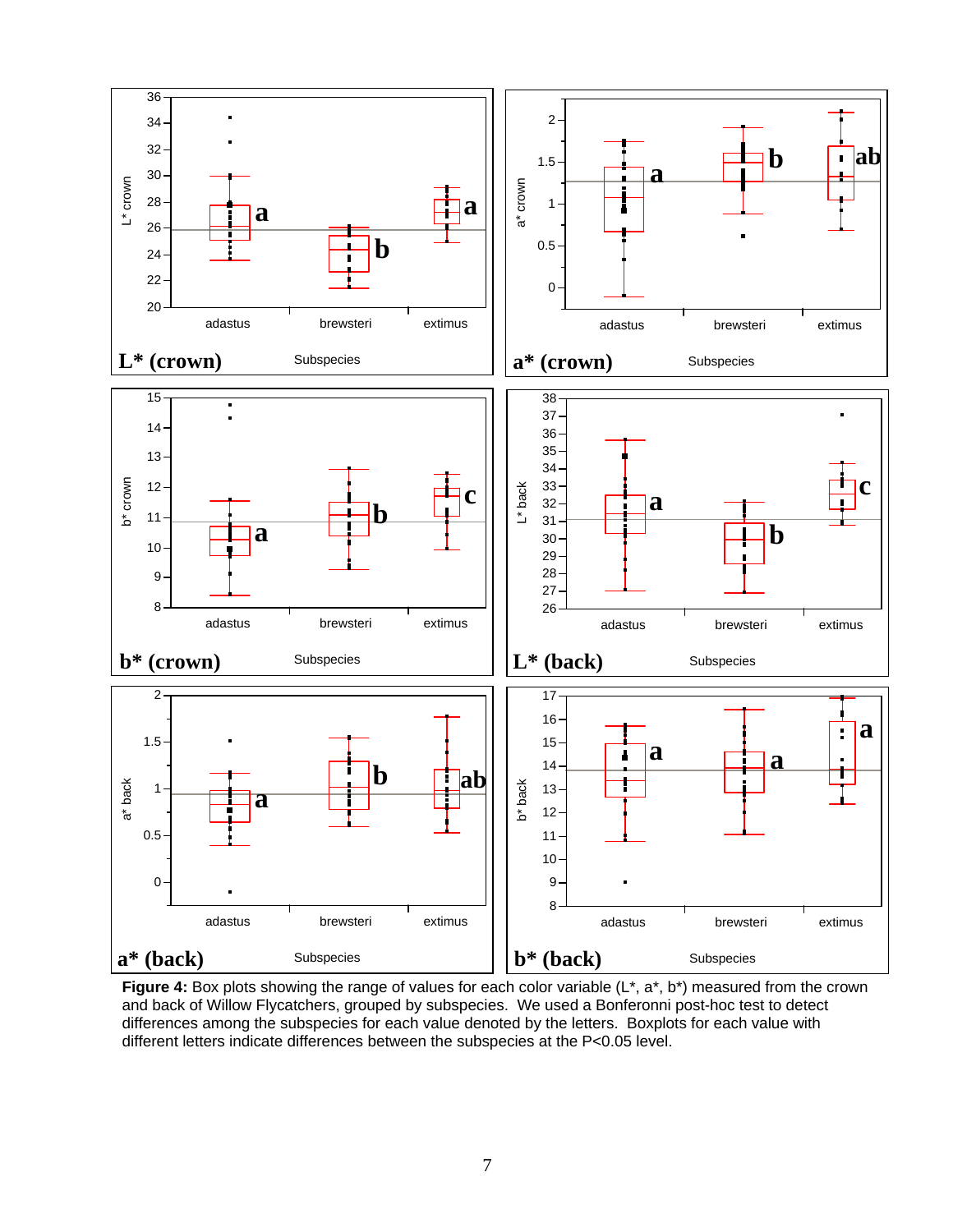**Figure 4:** Box plots showing the range of values for each color variable (L*, a*, b*) measured from the crown and back of Willow Flycatchers, grouped by subspecies. We used a Bonferonni post-hoc test to detect differences among the subspecies for each value denoted by the letters. Boxplots for each value with different letters indicate differences between the subspecies at the P<0.05 level.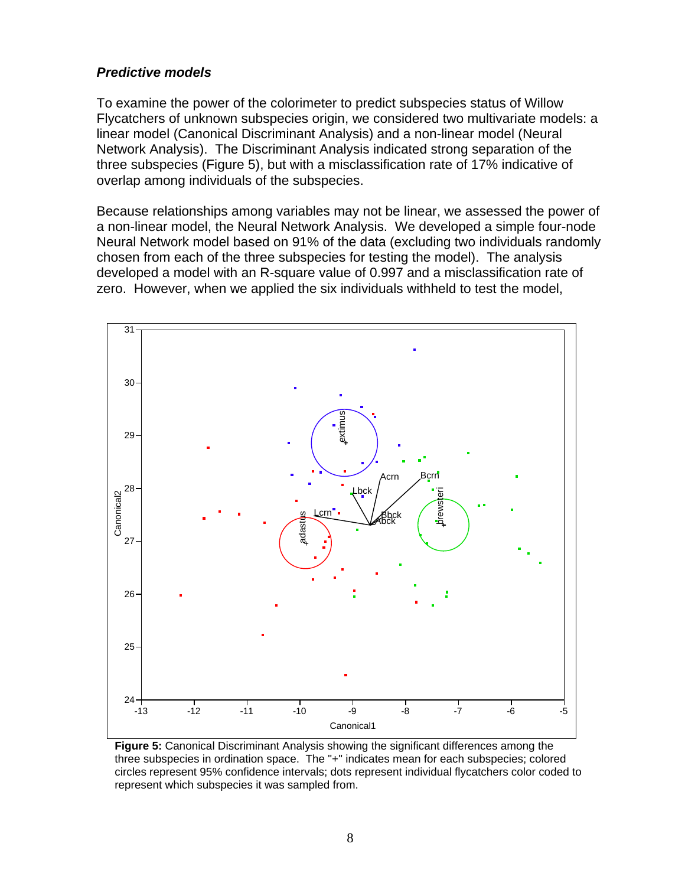### *Predictive models*

To examine the power of the colorimeter to predict subspecies status of Willow Flycatchers of unknown subspecies origin, we considered two multivariate models: a linear model (Canonical Discriminant Analysis) and a non-linear model (Neural Network Analysis). The Discriminant Analysis indicated strong separation of the three subspecies (Figure 5), but with a misclassification rate of 17% indicative of overlap among individuals of the subspecies.

Because relationships among variables may not be linear, we assessed the power of a non-linear model, the Neural Network Analysis. We developed a simple four-node Neural Network model based on 91% of the data (excluding two individuals randomly chosen from each of the three subspecies for testing the model). The analysis developed a model with an R-square value of 0.997 and a misclassification rate of zero. However, when we applied the six individuals withheld to test the model,

**Figure 5:** Canonical Discriminant Analysis showing the significant differences among the three subspecies in ordination space. The "+" indicates mean for each subspecies; colored circles represent 95% confidence intervals; dots represent individual flycatchers color coded to represent which subspecies it was sampled from.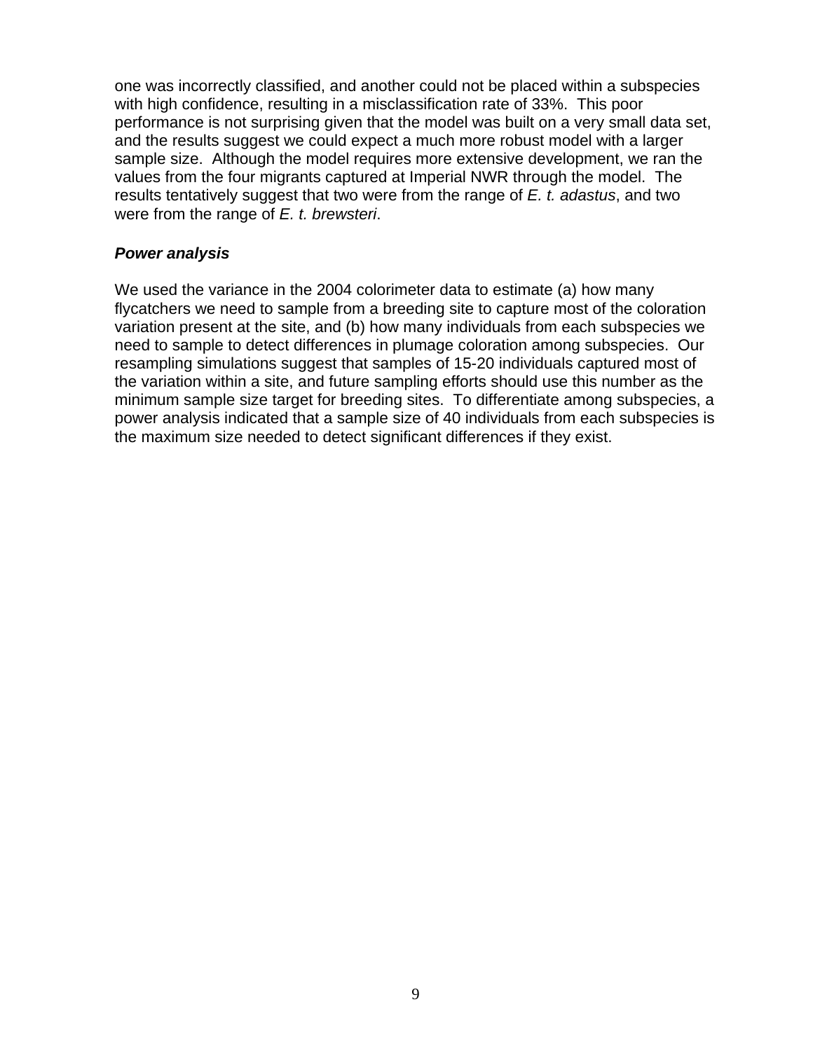one was incorrectly classified, and another could not be placed within a subspecies with high confidence, resulting in a misclassification rate of 33%. This poor performance is not surprising given that the model was built on a very small data set, and the results suggest we could expect a much more robust model with a larger sample size. Although the model requires more extensive development, we ran the values from the four migrants captured at Imperial NWR through the model. The results tentatively suggest that two were from the range of *E. t. adastus*, and two were from the range of *E. t. brewsteri*.

### *Power analysis*

We used the variance in the 2004 colorimeter data to estimate (a) how many flycatchers we need to sample from a breeding site to capture most of the coloration variation present at the site, and (b) how many individuals from each subspecies we need to sample to detect differences in plumage coloration among subspecies. Our resampling simulations suggest that samples of 15-20 individuals captured most of the variation within a site, and future sampling efforts should use this number as the minimum sample size target for breeding sites. To differentiate among subspecies, a power analysis indicated that a sample size of 40 individuals from each subspecies is the maximum size needed to detect significant differences if they exist.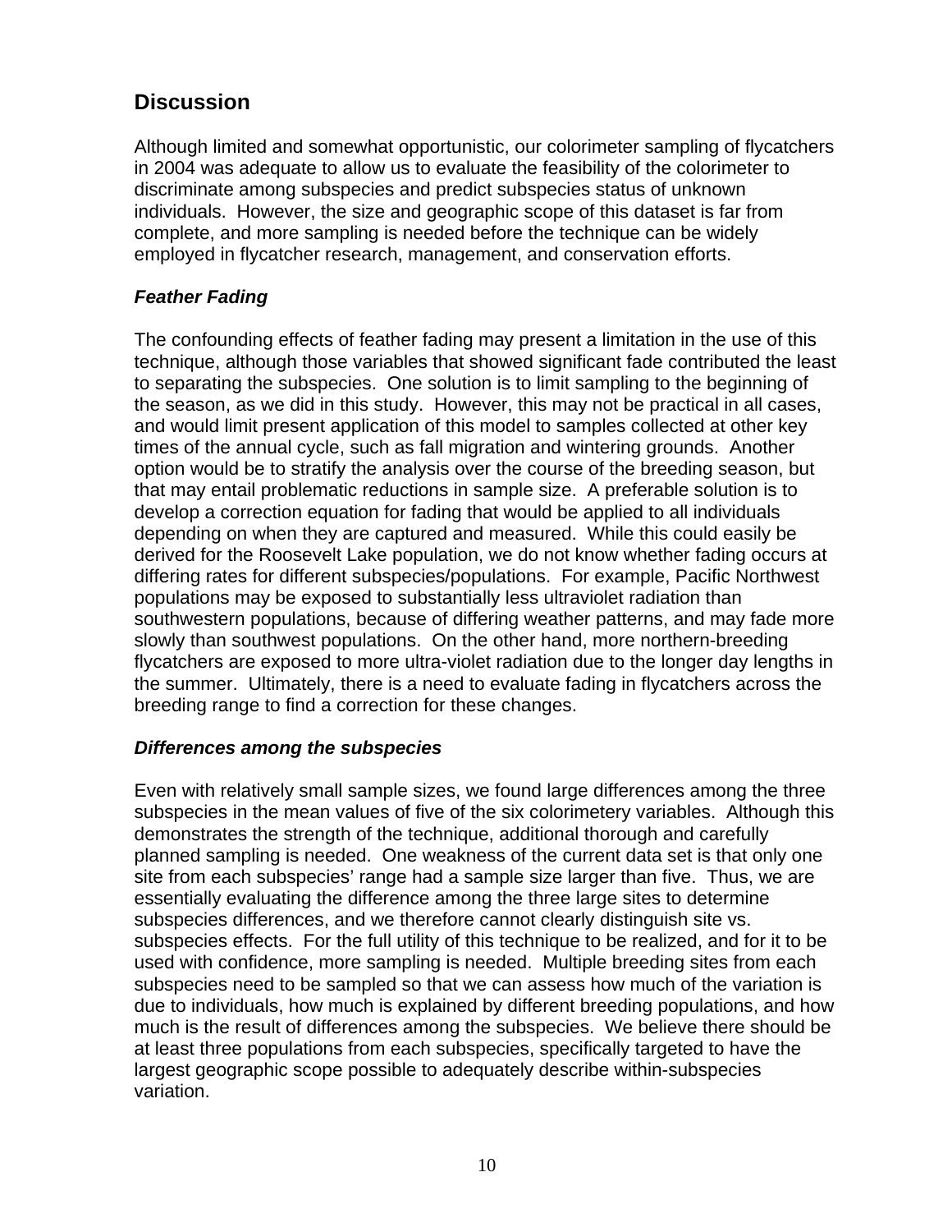## Discussion

Although limited and somewhat opportunistic, our colorimeter sampling of flycatchers in 2004 was adequate to allow us to evaluate the feasibility of the colorimeter to discriminate among subspecies and predict subspecies status of unknown individuals. However, the size and geographic scope of this dataset is far from complete, and more sampling is needed before the technique can be widely employed in flycatcher research, management, and conservation efforts.

### *Feather Fading*

The confounding effects of feather fading may present a limitation in the use of this technique, although those variables that showed significant fade contributed the least to separating the subspecies. One solution is to limit sampling to the beginning of the season, as we did in this study. However, this may not be practical in all cases, and would limit present application of this model to samples collected at other key times of the annual cycle, such as fall migration and wintering grounds. Another option would be to stratify the analysis over the course of the breeding season, but that may entail problematic reductions in sample size. A preferable solution is to develop a correction equation for fading that would be applied to all individuals depending on when they are captured and measured. While this could easily be derived for the Roosevelt Lake population, we do not know whether fading occurs at differing rates for different subspecies/populations. For example, Pacific Northwest populations may be exposed to substantially less ultraviolet radiation than southwestern populations, because of differing weather patterns, and may fade more slowly than southwest populations. On the other hand, more northern-breeding flycatchers are exposed to more ultra-violet radiation due to the longer day lengths in the summer. Ultimately, there is a need to evaluate fading in flycatchers across the breeding range to find a correction for these changes.

### *Differences among the subspecies*

Even with relatively small sample sizes, we found large differences among the three subspecies in the mean values of five of the six colorimetery variables. Although this demonstrates the strength of the technique, additional thorough and carefully planned sampling is needed. One weakness of the current data set is that only one site from each subspecies' range had a sample size larger than five. Thus, we are essentially evaluating the difference among the three large sites to determine subspecies differences, and we therefore cannot clearly distinguish site vs. subspecies effects. For the full utility of this technique to be realized, and for it to be used with confidence, more sampling is needed. Multiple breeding sites from each subspecies need to be sampled so that we can assess how much of the variation is due to individuals, how much is explained by different breeding populations, and how much is the result of differences among the subspecies. We believe there should be at least three populations from each subspecies, specifically targeted to have the largest geographic scope possible to adequately describe within-subspecies variation.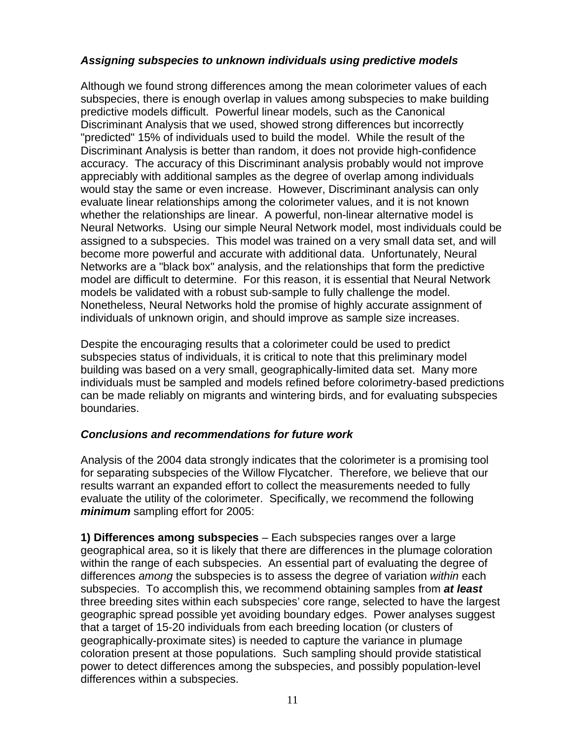### *Assigning subspecies to unknown individuals using predictive models*

Although we found strong differences among the mean colorimeter values of each subspecies, there is enough overlap in values among subspecies to make building predictive models difficult. Powerful linear models, such as the Canonical Discriminant Analysis that we used, showed strong differences but incorrectly "predicted" 15% of individuals used to build the model. While the result of the Discriminant Analysis is better than random, it does not provide high-confidence accuracy. The accuracy of this Discriminant analysis probably would not improve appreciably with additional samples as the degree of overlap among individuals would stay the same or even increase. However, Discriminant analysis can only evaluate linear relationships among the colorimeter values, and it is not known whether the relationships are linear. A powerful, non-linear alternative model is Neural Networks. Using our simple Neural Network model, most individuals could be assigned to a subspecies. This model was trained on a very small data set, and will become more powerful and accurate with additional data. Unfortunately, Neural Networks are a "black box" analysis, and the relationships that form the predictive model are difficult to determine. For this reason, it is essential that Neural Network models be validated with a robust sub-sample to fully challenge the model. Nonetheless, Neural Networks hold the promise of highly accurate assignment of individuals of unknown origin, and should improve as sample size increases.

Despite the encouraging results that a colorimeter could be used to predict subspecies status of individuals, it is critical to note that this preliminary model building was based on a very small, geographically-limited data set. Many more individuals must be sampled and models refined before colorimetry-based predictions can be made reliably on migrants and wintering birds, and for evaluating subspecies boundaries.

### *Conclusions and recommendations for future work*

Analysis of the 2004 data strongly indicates that the colorimeter is a promising tool for separating subspecies of the Willow Flycatcher. Therefore, we believe that our results warrant an expanded effort to collect the measurements needed to fully evaluate the utility of the colorimeter. Specifically, we recommend the following ***minimum*** sampling effort for 2005:

**1) Differences among subspecies** – Each subspecies ranges over a large geographical area, so it is likely that there are differences in the plumage coloration within the range of each subspecies. An essential part of evaluating the degree of differences *among* the subspecies is to assess the degree of variation *within* each subspecies. To accomplish this, we recommend obtaining samples from ***at least*** three breeding sites within each subspecies' core range, selected to have the largest geographic spread possible yet avoiding boundary edges. Power analyses suggest that a target of 15-20 individuals from each breeding location (or clusters of geographically-proximate sites) is needed to capture the variance in plumage coloration present at those populations. Such sampling should provide statistical power to detect differences among the subspecies, and possibly population-level differences within a subspecies.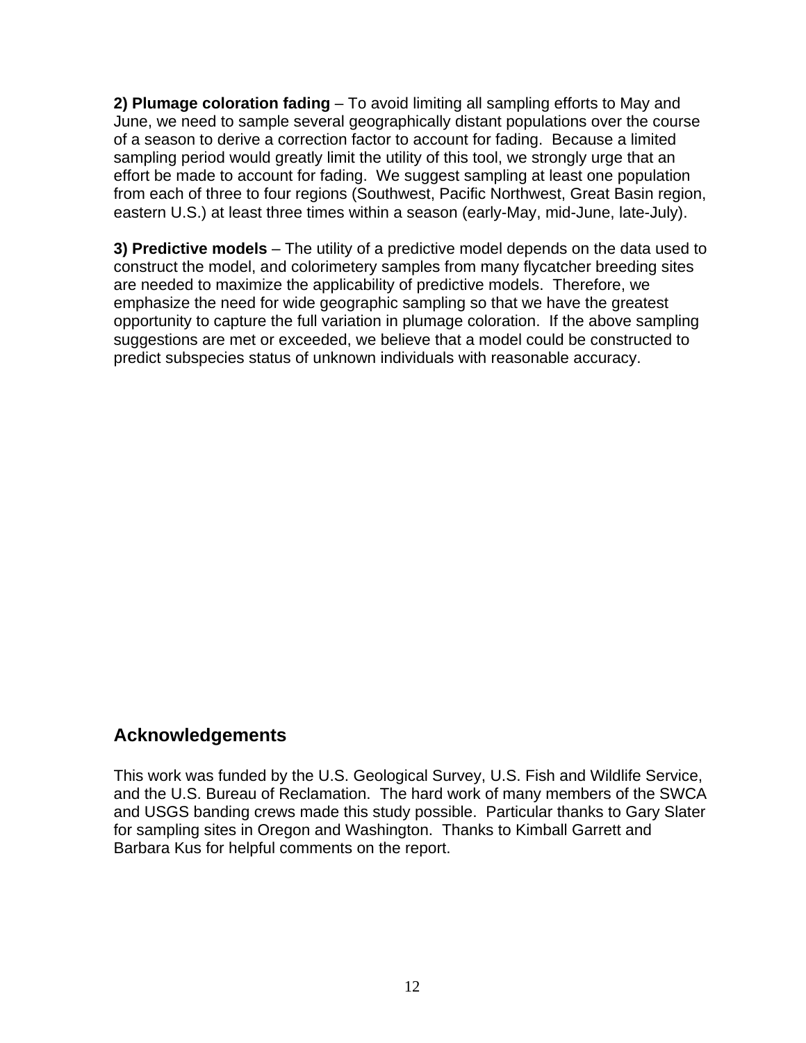**2) Plumage coloration fading** – To avoid limiting all sampling efforts to May and June, we need to sample several geographically distant populations over the course of a season to derive a correction factor to account for fading. Because a limited sampling period would greatly limit the utility of this tool, we strongly urge that an effort be made to account for fading. We suggest sampling at least one population from each of three to four regions (Southwest, Pacific Northwest, Great Basin region, eastern U.S.) at least three times within a season (early-May, mid-June, late-July).

**3) Predictive models** – The utility of a predictive model depends on the data used to construct the model, and colorimetery samples from many flycatcher breeding sites are needed to maximize the applicability of predictive models. Therefore, we emphasize the need for wide geographic sampling so that we have the greatest opportunity to capture the full variation in plumage coloration. If the above sampling suggestions are met or exceeded, we believe that a model could be constructed to predict subspecies status of unknown individuals with reasonable accuracy.

## Acknowledgements

This work was funded by the U.S. Geological Survey, U.S. Fish and Wildlife Service, and the U.S. Bureau of Reclamation. The hard work of many members of the SWCA and USGS banding crews made this study possible. Particular thanks to Gary Slater for sampling sites in Oregon and Washington. Thanks to Kimball Garrett and Barbara Kus for helpful comments on the report.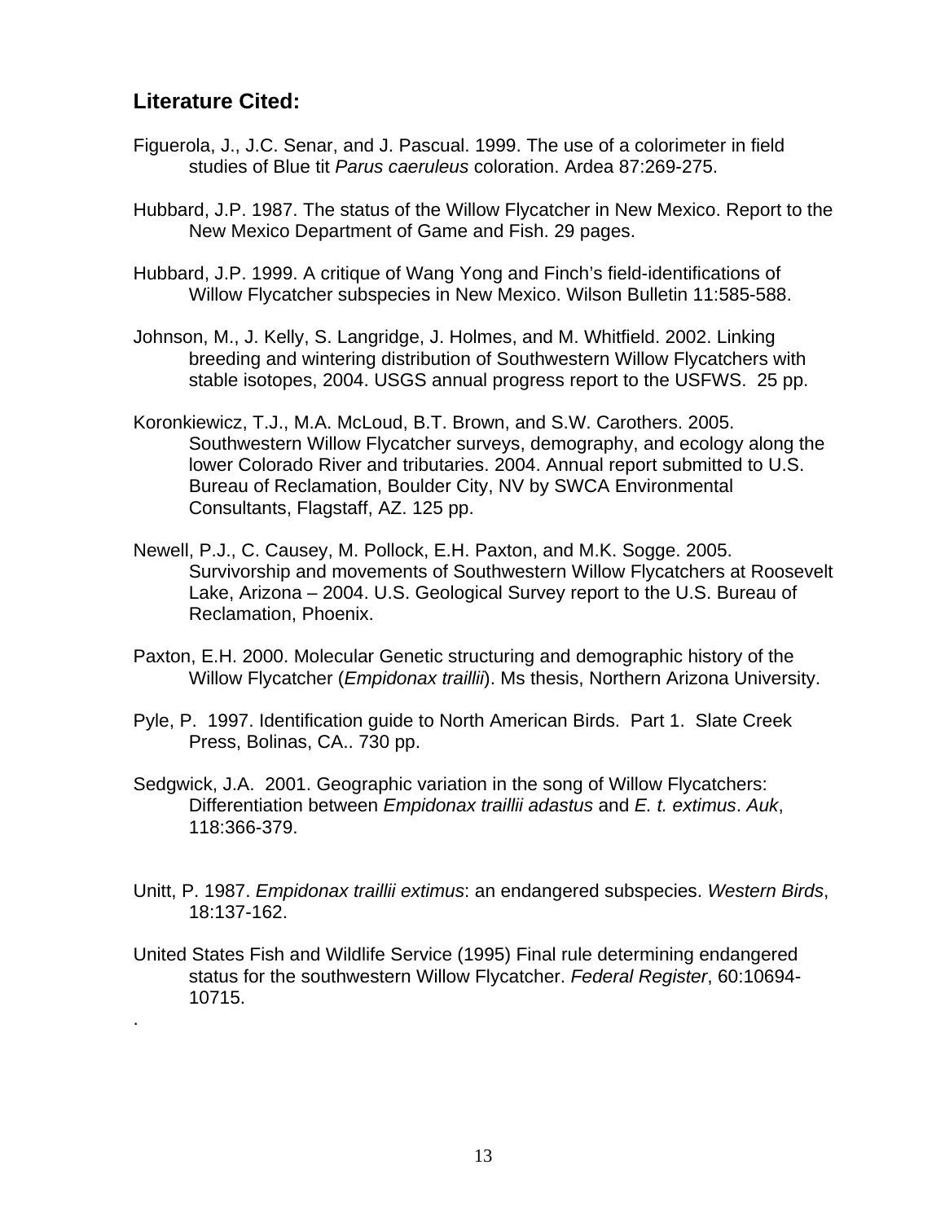## Literature Cited:

Figuerola, J., J.C. Senar, and J. Pascual. 1999. The use of a colorimeter in field studies of Blue tit *Parus caeruleus* coloration. Ardea 87:269-275.

Hubbard, J.P. 1987. The status of the Willow Flycatcher in New Mexico. Report to the New Mexico Department of Game and Fish. 29 pages.

Hubbard, J.P. 1999. A critique of Wang Yong and Finch's field-identifications of Willow Flycatcher subspecies in New Mexico. Wilson Bulletin 11:585-588.

Johnson, M., J. Kelly, S. Langridge, J. Holmes, and M. Whitfield. 2002. Linking breeding and wintering distribution of Southwestern Willow Flycatchers with stable isotopes, 2004. USGS annual progress report to the USFWS. 25 pp.

Koronkiewicz, T.J., M.A. McLoud, B.T. Brown, and S.W. Carothers. 2005. Southwestern Willow Flycatcher surveys, demography, and ecology along the lower Colorado River and tributaries. 2004. Annual report submitted to U.S. Bureau of Reclamation, Boulder City, NV by SWCA Environmental Consultants, Flagstaff, AZ. 125 pp.

Newell, P.J., C. Causey, M. Pollock, E.H. Paxton, and M.K. Sogge. 2005. Survivorship and movements of Southwestern Willow Flycatchers at Roosevelt Lake, Arizona – 2004. U.S. Geological Survey report to the U.S. Bureau of Reclamation, Phoenix.

Paxton, E.H. 2000. Molecular Genetic structuring and demographic history of the Willow Flycatcher (*Empidonax traillii*). Ms thesis, Northern Arizona University.

Pyle, P. 1997. Identification guide to North American Birds. Part 1. Slate Creek Press, Bolinas, CA.. 730 pp.

Sedgwick, J.A. 2001. Geographic variation in the song of Willow Flycatchers: Differentiation between *Empidonax traillii adastus* and *E. t. extimus*. *Auk*, 118:366-379.

Unitt, P. 1987. *Empidonax traillii extimus*: an endangered subspecies. *Western Birds*, 18:137-162.

United States Fish and Wildlife Service (1995) Final rule determining endangered status for the southwestern Willow Flycatcher. *Federal Register*, 60:10694-10715.

.